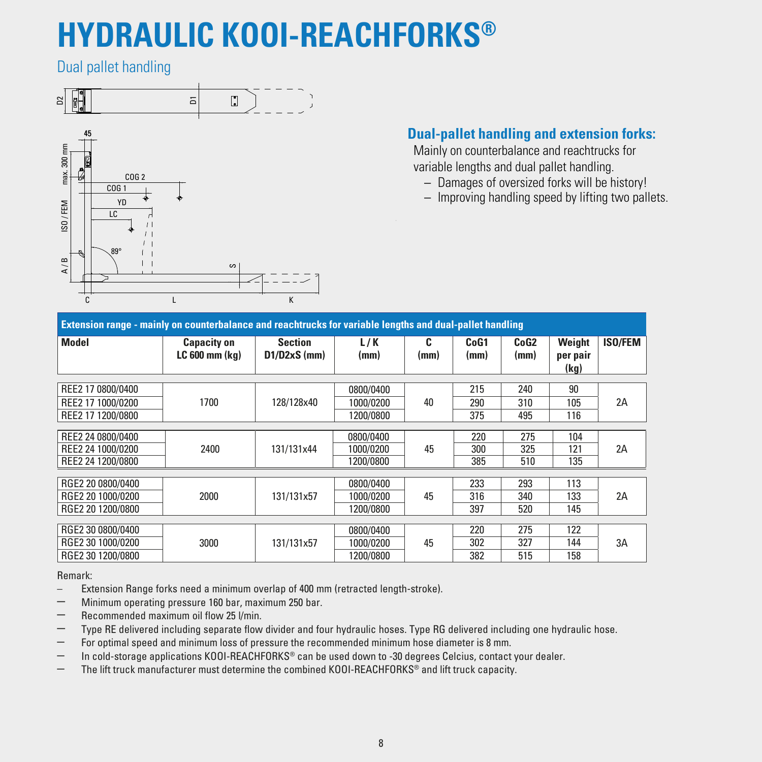# HYDRAULIC KOOI-REACHFORKS®

## Dual pallet handling

### Dual-pallet handling and extension forks:

Mainly on counterbalance and reachtrucks for variable lengths and dual pallet handling.

- Damages of oversized forks will be history!
- Improving handling speed by lifting two pallets.

| Extension range - mainly on counterbalance and reachtrucks for variable lengths and dual-pallet handling | | | | | | | | |
|---|---|---|---|---|---|---|---|---|
| **Model** | **Capacity on LC 600 mm (kg)** | **Section D1/D2xS (mm)** | **L / K (mm)** | **C (mm)** | **CoG1 (mm)** | **CoG2 (mm)** | **Weight per pair (kg)** | **ISO/FEM** |
| REE2 17 0800/0400 | 1700 | 128/128x40 | 0800/0400 | 40 | 215 | 240 | 90 | 2A |
| REE2 17 1000/0200 | | | 1000/0200 | | 290 | 310 | 105 | |
| REE2 17 1200/0800 | | | 1200/0800 | | 375 | 495 | 116 | |
| REE2 24 0800/0400 | 2400 | 131/131x44 | 0800/0400 | 45 | 220 | 275 | 104 | 2A |
| REE2 24 1000/0200 | | | 1000/0200 | | 300 | 325 | 121 | |
| REE2 24 1200/0800 | | | 1200/0800 | | 385 | 510 | 135 | |
| RGE2 20 0800/0400 | 2000 | 131/131x57 | 0800/0400 | 45 | 233 | 293 | 113 | 2A |
| RGE2 20 1000/0200 | | | 1000/0200 | | 316 | 340 | 133 | |
| RGE2 20 1200/0800 | | | 1200/0800 | | 397 | 520 | 145 | |
| RGE2 30 0800/0400 | 3000 | 131/131x57 | 0800/0400 | 45 | 220 | 275 | 122 | 3A |
| RGE2 30 1000/0200 | | | 1000/0200 | | 302 | 327 | 144 | |
| RGE2 30 1200/0800 | | | 1200/0800 | | 382 | 515 | 158 | |

Remark:

- Extension Range forks need a minimum overlap of 400 mm (retracted length-stroke).
- Minimum operating pressure 160 bar, maximum 250 bar.
- Recommended maximum oil flow 25 l/min.
- Type RE delivered including separate flow divider and four hydraulic hoses. Type RG delivered including one hydraulic hose.
- For optimal speed and minimum loss of pressure the recommended minimum hose diameter is 8 mm.
- In cold-storage applications KOOI-REACHFORKS® can be used down to -30 degrees Celcius, contact your dealer.
- The lift truck manufacturer must determine the combined KOOI-REACHFORKS® and lift truck capacity.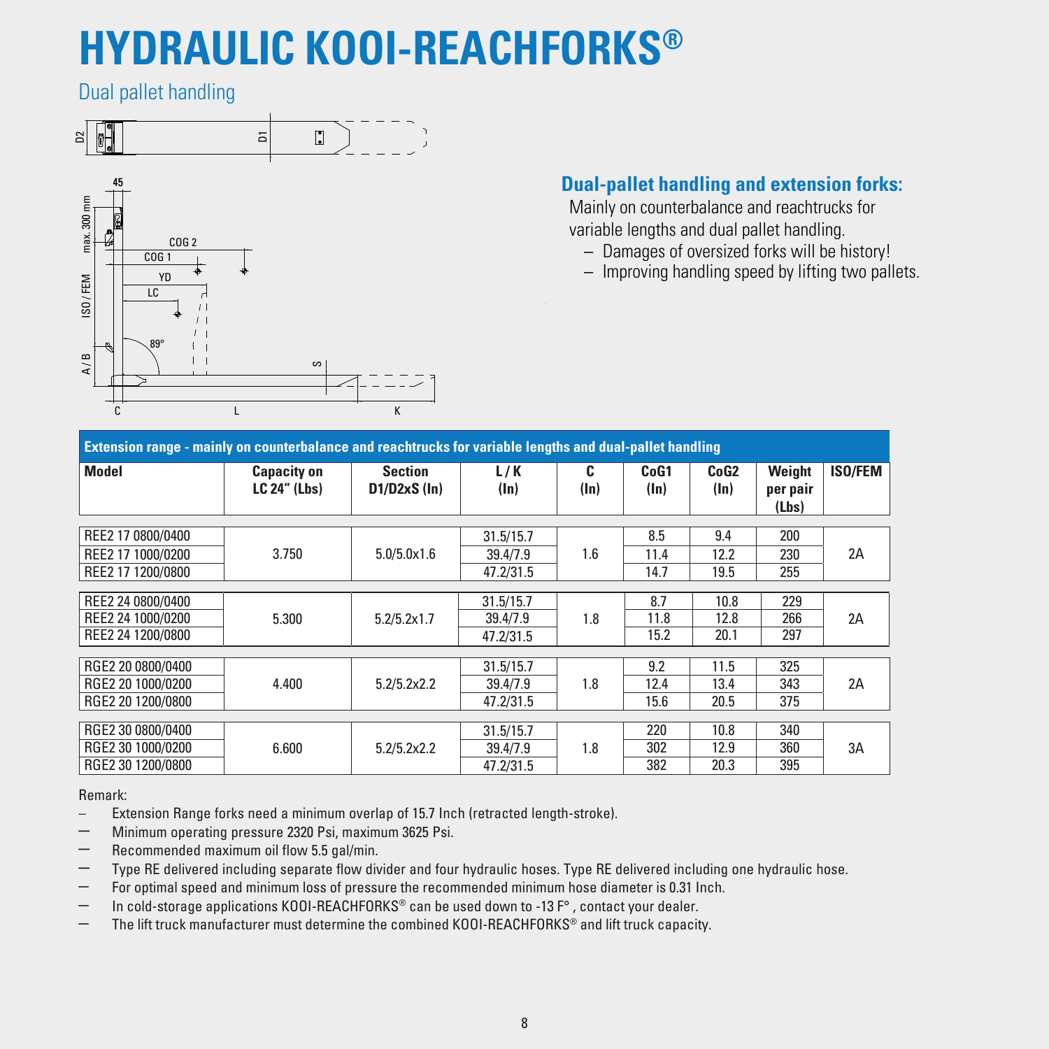# HYDRAULIC KOOI-REACHFORKS®

Dual pallet handling

D2
D1
45
max. 300 mm
ISO / FEM
A / B
COG 2
COG 1
YD
LC
89°
S
C
L
K

### Dual-pallet handling and extension forks:

Mainly on counterbalance and reachtrucks for variable lengths and dual pallet handling.

- Damages of oversized forks will be history!
- Improving handling speed by lifting two pallets.

**Extension range - mainly on counterbalance and reachtrucks for variable lengths and dual-pallet handling**

| Model | Capacity on LC 24" (Lbs) | Section D1/D2xS (In) | L / K (In) | C (In) | CoG1 (In) | CoG2 (In) | Weight per pair (Lbs) | ISO/FEM |
|---|---|---|---|---|---|---|---|---|
| REE2 17 0800/0400 | 3.750 | 5.0/5.0x1.6 | 31.5/15.7 | 1.6 | 8.5 | 9.4 | 200 | 2A |
| REE2 17 1000/0200 | | | 39.4/7.9 | | 11.4 | 12.2 | 230 | |
| REE2 17 1200/0800 | | | 47.2/31.5 | | 14.7 | 19.5 | 255 | |
| REE2 24 0800/0400 | 5.300 | 5.2/5.2x1.7 | 31.5/15.7 | 1.8 | 8.7 | 10.8 | 229 | 2A |
| REE2 24 1000/0200 | | | 39.4/7.9 | | 11.8 | 12.8 | 266 | |
| REE2 24 1200/0800 | | | 47.2/31.5 | | 15.2 | 20.1 | 297 | |
| RGE2 20 0800/0400 | 4.400 | 5.2/5.2x2.2 | 31.5/15.7 | 1.8 | 9.2 | 11.5 | 325 | 2A |
| RGE2 20 1000/0200 | | | 39.4/7.9 | | 12.4 | 13.4 | 343 | |
| RGE2 20 1200/0800 | | | 47.2/31.5 | | 15.6 | 20.5 | 375 | |
| RGE2 30 0800/0400 | 6.600 | 5.2/5.2x2.2 | 31.5/15.7 | 1.8 | 220 | 10.8 | 340 | 3A |
| RGE2 30 1000/0200 | | | 39.4/7.9 | | 302 | 12.9 | 360 | |
| RGE2 30 1200/0800 | | | 47.2/31.5 | | 382 | 20.3 | 395 | |

Remark:

- Extension Range forks need a minimum overlap of 15.7 Inch (retracted length-stroke).
- Minimum operating pressure 2320 Psi, maximum 3625 Psi.
- Recommended maximum oil flow 5.5 gal/min.
- Type RE delivered including separate flow divider and four hydraulic hoses. Type RE delivered including one hydraulic hose.
- For optimal speed and minimum loss of pressure the recommended minimum hose diameter is 0.31 Inch.
- In cold-storage applications KOOI-REACHFORKS® can be used down to -13 F°, contact your dealer.
- The lift truck manufacturer must determine the combined KOOI-REACHFORKS® and lift truck capacity.